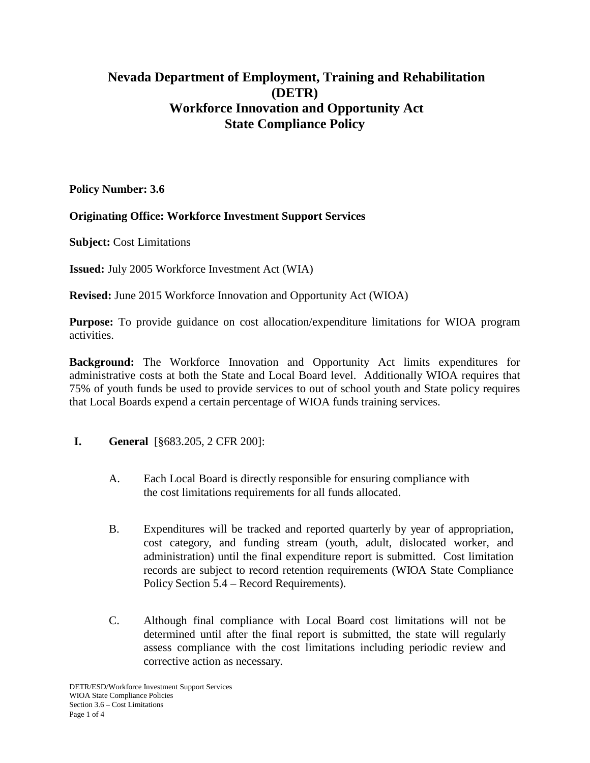# Nevada Department of Employment, Training and Rehabilitation (DETR)
# Workforce Innovation and Opportunity Act
# State Compliance Policy

**Policy Number: 3.6**

**Originating Office: Workforce Investment Support Services**

**Subject:** Cost Limitations

**Issued:** July 2005 Workforce Investment Act (WIA)

**Revised:** June 2015 Workforce Innovation and Opportunity Act (WIOA)

**Purpose:** To provide guidance on cost allocation/expenditure limitations for WIOA program activities.

**Background:** The Workforce Innovation and Opportunity Act limits expenditures for administrative costs at both the State and Local Board level. Additionally WIOA requires that 75% of youth funds be used to provide services to out of school youth and State policy requires that Local Boards expend a certain percentage of WIOA funds training services.

## I. General [§683.205, 2 CFR 200]:

A. Each Local Board is directly responsible for ensuring compliance with the cost limitations requirements for all funds allocated.

B. Expenditures will be tracked and reported quarterly by year of appropriation, cost category, and funding stream (youth, adult, dislocated worker, and administration) until the final expenditure report is submitted. Cost limitation records are subject to record retention requirements (WIOA State Compliance Policy Section 5.4 – Record Requirements).

C. Although final compliance with Local Board cost limitations will not be determined until after the final report is submitted, the state will regularly assess compliance with the cost limitations including periodic review and corrective action as necessary.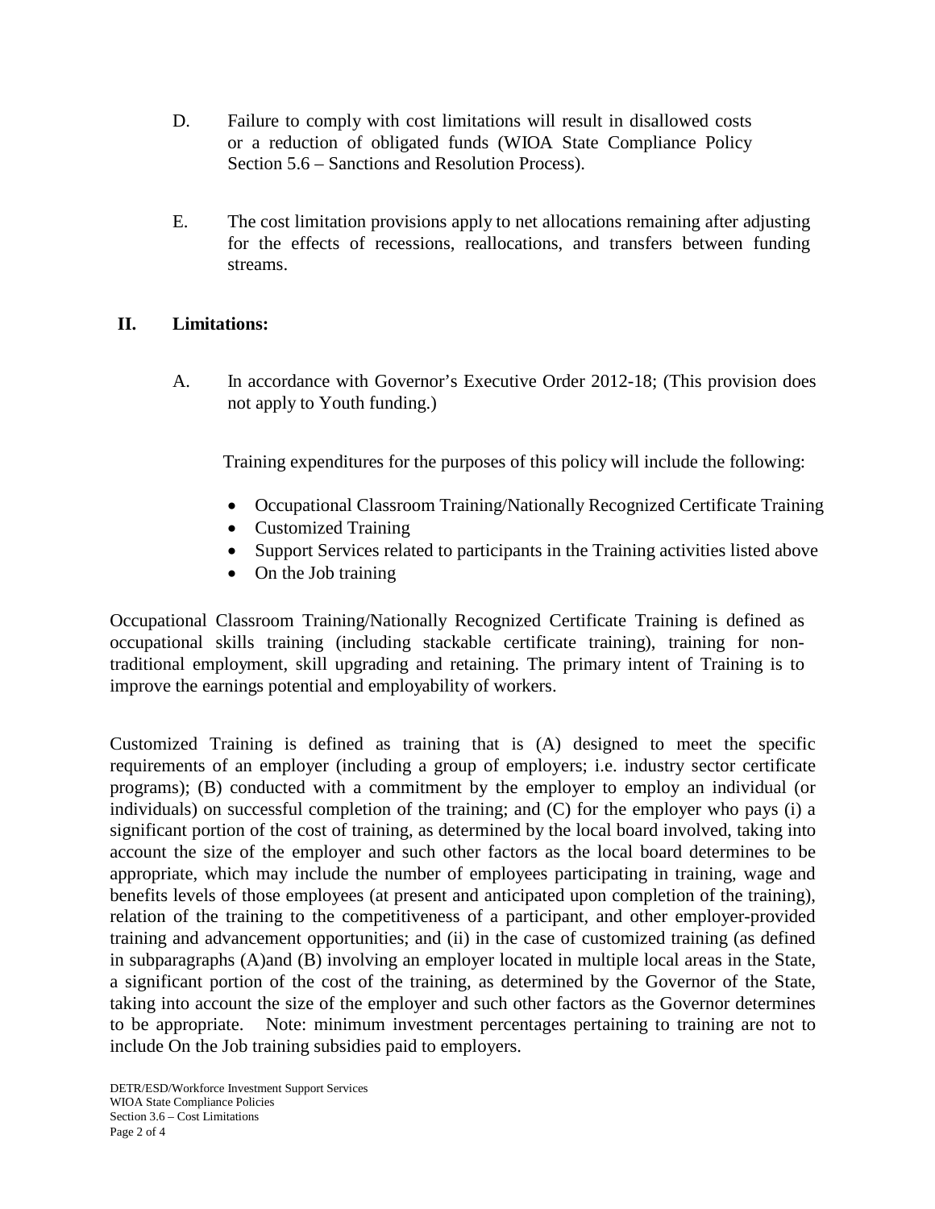D. Failure to comply with cost limitations will result in disallowed costs or a reduction of obligated funds (WIOA State Compliance Policy Section 5.6 – Sanctions and Resolution Process).

E. The cost limitation provisions apply to net allocations remaining after adjusting for the effects of recessions, reallocations, and transfers between funding streams.

## II. Limitations:

A. In accordance with Governor's Executive Order 2012-18; (This provision does not apply to Youth funding.)

Training expenditures for the purposes of this policy will include the following:

- Occupational Classroom Training/Nationally Recognized Certificate Training
- Customized Training
- Support Services related to participants in the Training activities listed above
- On the Job training

Occupational Classroom Training/Nationally Recognized Certificate Training is defined as occupational skills training (including stackable certificate training), training for non-traditional employment, skill upgrading and retaining. The primary intent of Training is to improve the earnings potential and employability of workers.

Customized Training is defined as training that is (A) designed to meet the specific requirements of an employer (including a group of employers; i.e. industry sector certificate programs); (B) conducted with a commitment by the employer to employ an individual (or individuals) on successful completion of the training; and (C) for the employer who pays (i) a significant portion of the cost of training, as determined by the local board involved, taking into account the size of the employer and such other factors as the local board determines to be appropriate, which may include the number of employees participating in training, wage and benefits levels of those employees (at present and anticipated upon completion of the training), relation of the training to the competitiveness of a participant, and other employer-provided training and advancement opportunities; and (ii) in the case of customized training (as defined in subparagraphs (A)and (B) involving an employer located in multiple local areas in the State, a significant portion of the cost of the training, as determined by the Governor of the State, taking into account the size of the employer and such other factors as the Governor determines to be appropriate. Note: minimum investment percentages pertaining to training are not to include On the Job training subsidies paid to employers.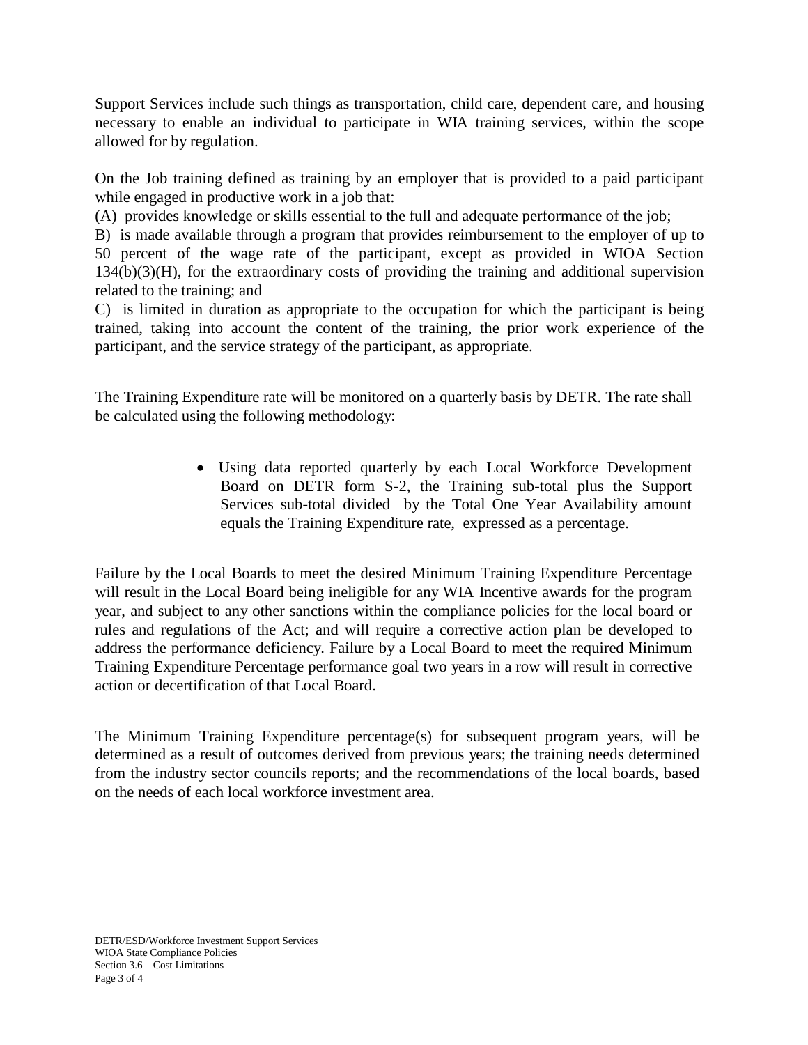Support Services include such things as transportation, child care, dependent care, and housing necessary to enable an individual to participate in WIA training services, within the scope allowed for by regulation.

On the Job training defined as training by an employer that is provided to a paid participant while engaged in productive work in a job that:

(A) provides knowledge or skills essential to the full and adequate performance of the job;

B) is made available through a program that provides reimbursement to the employer of up to 50 percent of the wage rate of the participant, except as provided in WIOA Section 134(b)(3)(H), for the extraordinary costs of providing the training and additional supervision related to the training; and

C) is limited in duration as appropriate to the occupation for which the participant is being trained, taking into account the content of the training, the prior work experience of the participant, and the service strategy of the participant, as appropriate.

The Training Expenditure rate will be monitored on a quarterly basis by DETR. The rate shall be calculated using the following methodology:

- Using data reported quarterly by each Local Workforce Development Board on DETR form S-2, the Training sub-total plus the Support Services sub-total divided by the Total One Year Availability amount equals the Training Expenditure rate, expressed as a percentage.

Failure by the Local Boards to meet the desired Minimum Training Expenditure Percentage will result in the Local Board being ineligible for any WIA Incentive awards for the program year, and subject to any other sanctions within the compliance policies for the local board or rules and regulations of the Act; and will require a corrective action plan be developed to address the performance deficiency. Failure by a Local Board to meet the required Minimum Training Expenditure Percentage performance goal two years in a row will result in corrective action or decertification of that Local Board.

The Minimum Training Expenditure percentage(s) for subsequent program years, will be determined as a result of outcomes derived from previous years; the training needs determined from the industry sector councils reports; and the recommendations of the local boards, based on the needs of each local workforce investment area.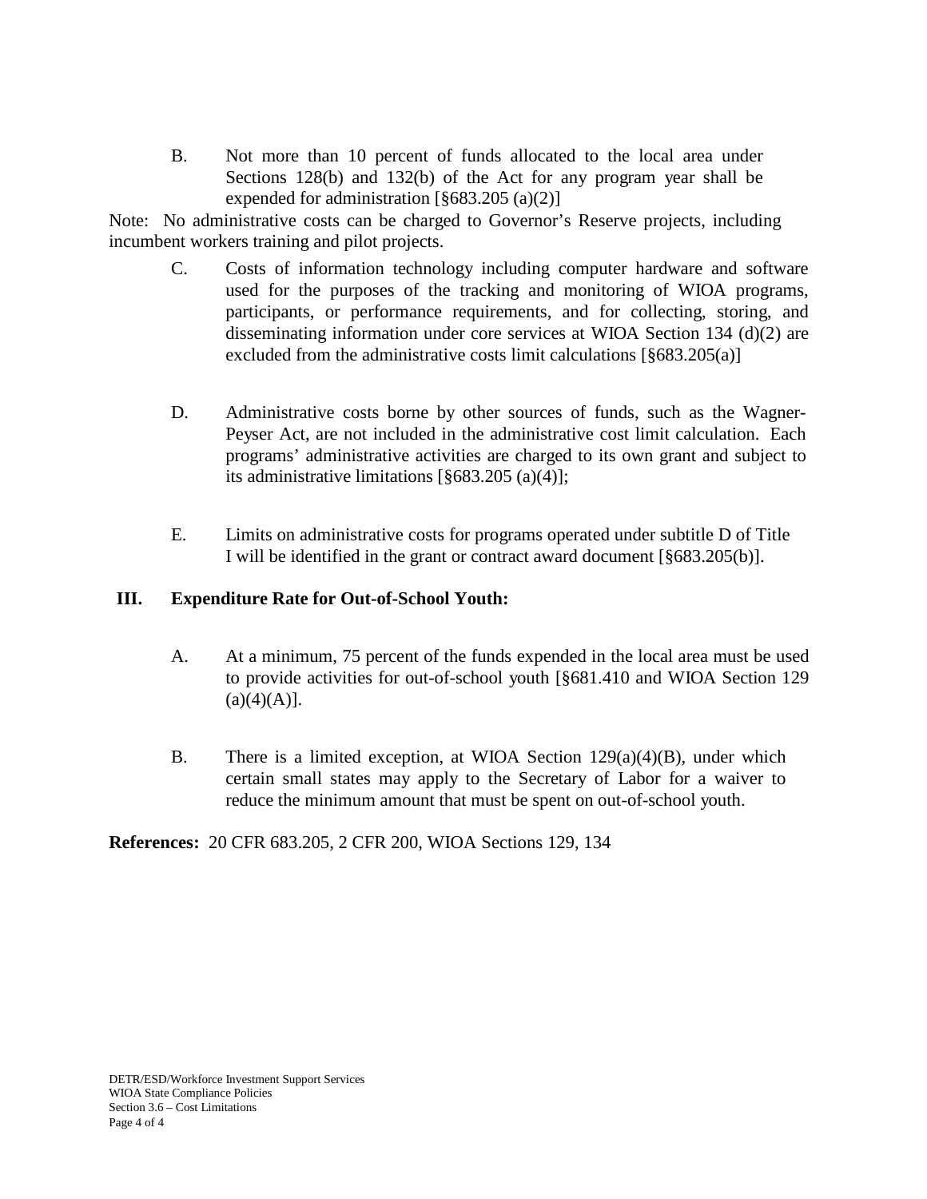B. Not more than 10 percent of funds allocated to the local area under Sections 128(b) and 132(b) of the Act for any program year shall be expended for administration [§683.205 (a)(2)]

Note: No administrative costs can be charged to Governor's Reserve projects, including incumbent workers training and pilot projects.

C. Costs of information technology including computer hardware and software used for the purposes of the tracking and monitoring of WIOA programs, participants, or performance requirements, and for collecting, storing, and disseminating information under core services at WIOA Section 134 (d)(2) are excluded from the administrative costs limit calculations [§683.205(a)]

D. Administrative costs borne by other sources of funds, such as the Wagner-Peyser Act, are not included in the administrative cost limit calculation. Each programs' administrative activities are charged to its own grant and subject to its administrative limitations [§683.205 (a)(4)];

E. Limits on administrative costs for programs operated under subtitle D of Title I will be identified in the grant or contract award document [§683.205(b)].

## III. Expenditure Rate for Out-of-School Youth:

A. At a minimum, 75 percent of the funds expended in the local area must be used to provide activities for out-of-school youth [§681.410 and WIOA Section 129 (a)(4)(A)].

B. There is a limited exception, at WIOA Section 129(a)(4)(B), under which certain small states may apply to the Secretary of Labor for a waiver to reduce the minimum amount that must be spent on out-of-school youth.

**References:** 20 CFR 683.205, 2 CFR 200, WIOA Sections 129, 134

DETR/ESD/Workforce Investment Support Services
WIOA State Compliance Policies
Section 3.6 – Cost Limitations